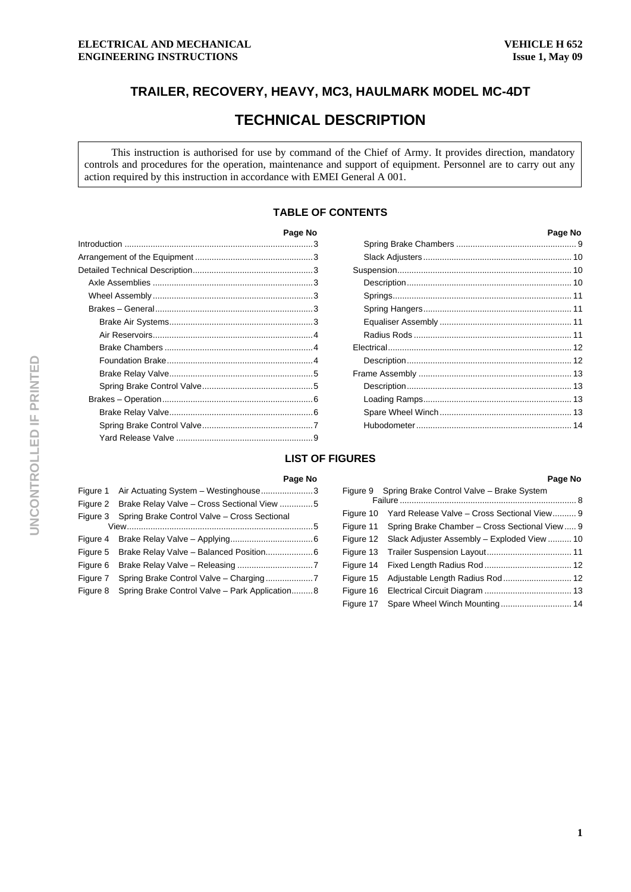# TRAILER, RECOVERY, HEAVY, MC3, HAULMARK MODEL MC-4DT

# TECHNICAL DESCRIPTION

> This instruction is authorised for use by command of the Chief of Army. It provides direction, mandatory controls and procedures for the operation, maintenance and support of equipment. Personnel are to carry out any action required by this instruction in accordance with EMEI General A 001.

## TABLE OF CONTENTS

| | Page No |
|---|---|
| Introduction | 3 |
| Arrangement of the Equipment | 3 |
| Detailed Technical Description | 3 |
| Axle Assemblies | 3 |
| Wheel Assembly | 3 |
| Brakes – General | 3 |
| Brake Air Systems | 3 |
| Air Reservoirs | 4 |
| Brake Chambers | 4 |
| Foundation Brake | 4 |
| Brake Relay Valve | 5 |
| Spring Brake Control Valve | 5 |
| Brakes – Operation | 6 |
| Brake Relay Valve | 6 |
| Spring Brake Control Valve | 7 |
| Yard Release Valve | 9 |
| Spring Brake Chambers | 9 |
| Slack Adjusters | 10 |
| Suspension | 10 |
| Description | 10 |
| Springs | 11 |
| Spring Hangers | 11 |
| Equaliser Assembly | 11 |
| Radius Rods | 11 |
| Electrical | 12 |
| Description | 12 |
| Frame Assembly | 13 |
| Description | 13 |
| Loading Ramps | 13 |
| Spare Wheel Winch | 13 |
| Hubodometer | 14 |

## LIST OF FIGURES

| | | Page No |
|---|---|---|
| Figure 1 | Air Actuating System – Westinghouse | 3 |
| Figure 2 | Brake Relay Valve – Cross Sectional View | 5 |
| Figure 3 | Spring Brake Control Valve – Cross Sectional View | 5 |
| Figure 4 | Brake Relay Valve – Applying | 6 |
| Figure 5 | Brake Relay Valve – Balanced Position | 6 |
| Figure 6 | Brake Relay Valve – Releasing | 7 |
| Figure 7 | Spring Brake Control Valve – Charging | 7 |
| Figure 8 | Spring Brake Control Valve – Park Application | 8 |
| Figure 9 | Spring Brake Control Valve – Brake System Failure | 8 |
| Figure 10 | Yard Release Valve – Cross Sectional View | 9 |
| Figure 11 | Spring Brake Chamber – Cross Sectional View | 9 |
| Figure 12 | Slack Adjuster Assembly – Exploded View | 10 |
| Figure 13 | Trailer Suspension Layout | 11 |
| Figure 14 | Fixed Length Radius Rod | 12 |
| Figure 15 | Adjustable Length Radius Rod | 12 |
| Figure 16 | Electrical Circuit Diagram | 13 |
| Figure 17 | Spare Wheel Winch Mounting | 14 |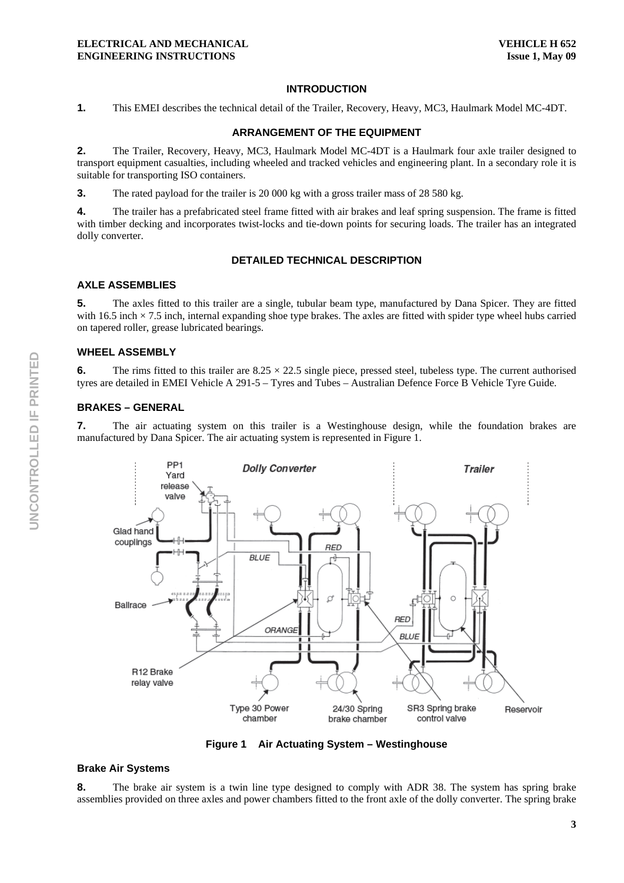## INTRODUCTION

**1.** This EMEI describes the technical detail of the Trailer, Recovery, Heavy, MC3, Haulmark Model MC-4DT.

## ARRANGEMENT OF THE EQUIPMENT

**2.** The Trailer, Recovery, Heavy, MC3, Haulmark Model MC-4DT is a Haulmark four axle trailer designed to transport equipment casualties, including wheeled and tracked vehicles and engineering plant. In a secondary role it is suitable for transporting ISO containers.

**3.** The rated payload for the trailer is 20 000 kg with a gross trailer mass of 28 580 kg.

**4.** The trailer has a prefabricated steel frame fitted with air brakes and leaf spring suspension. The frame is fitted with timber decking and incorporates twist-locks and tie-down points for securing loads. The trailer has an integrated dolly converter.

## DETAILED TECHNICAL DESCRIPTION

### AXLE ASSEMBLIES

**5.** The axles fitted to this trailer are a single, tubular beam type, manufactured by Dana Spicer. They are fitted with 16.5 inch × 7.5 inch, internal expanding shoe type brakes. The axles are fitted with spider type wheel hubs carried on tapered roller, grease lubricated bearings.

### WHEEL ASSEMBLY

**6.** The rims fitted to this trailer are 8.25 × 22.5 single piece, pressed steel, tubeless type. The current authorised tyres are detailed in EMEI Vehicle A 291-5 – Tyres and Tubes – Australian Defence Force B Vehicle Tyre Guide.

### BRAKES – GENERAL

**7.** The air actuating system on this trailer is a Westinghouse design, while the foundation brakes are manufactured by Dana Spicer. The air actuating system is represented in Figure 1.

**Figure 1 Air Actuating System – Westinghouse**

#### Brake Air Systems

**8.** The brake air system is a twin line type designed to comply with ADR 38. The system has spring brake assemblies provided on three axles and power chambers fitted to the front axle of the dolly converter. The spring brake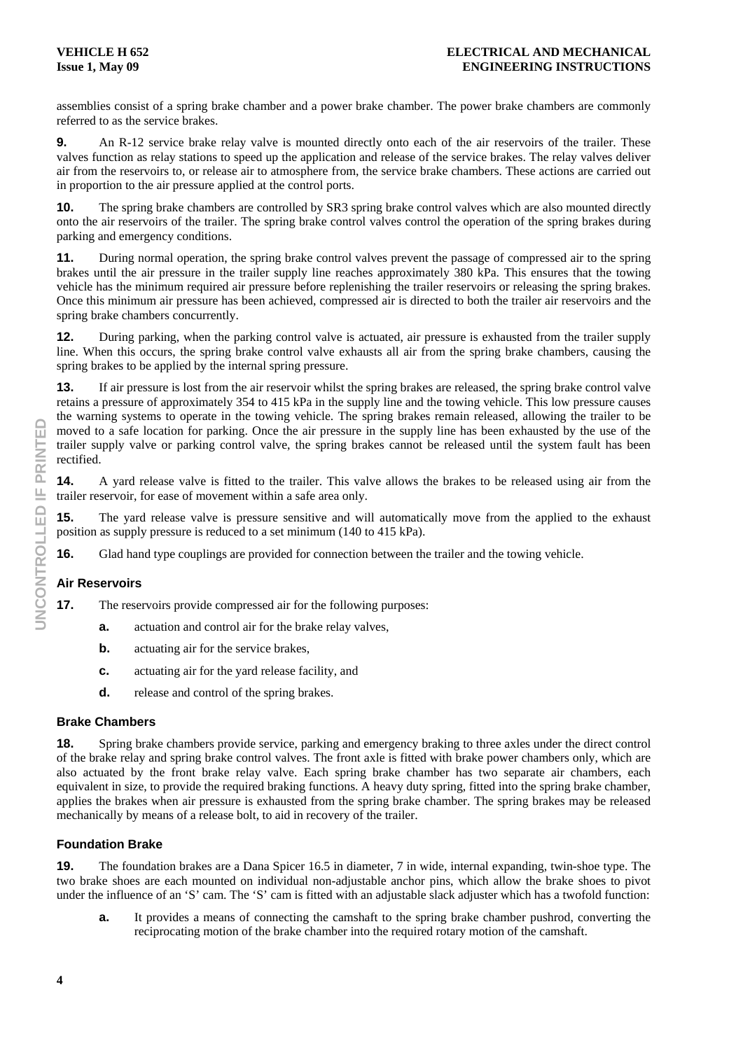assemblies consist of a spring brake chamber and a power brake chamber. The power brake chambers are commonly referred to as the service brakes.

**9.** An R-12 service brake relay valve is mounted directly onto each of the air reservoirs of the trailer. These valves function as relay stations to speed up the application and release of the service brakes. The relay valves deliver air from the reservoirs to, or release air to atmosphere from, the service brake chambers. These actions are carried out in proportion to the air pressure applied at the control ports.

**10.** The spring brake chambers are controlled by SR3 spring brake control valves which are also mounted directly onto the air reservoirs of the trailer. The spring brake control valves control the operation of the spring brakes during parking and emergency conditions.

**11.** During normal operation, the spring brake control valves prevent the passage of compressed air to the spring brakes until the air pressure in the trailer supply line reaches approximately 380 kPa. This ensures that the towing vehicle has the minimum required air pressure before replenishing the trailer reservoirs or releasing the spring brakes. Once this minimum air pressure has been achieved, compressed air is directed to both the trailer air reservoirs and the spring brake chambers concurrently.

**12.** During parking, when the parking control valve is actuated, air pressure is exhausted from the trailer supply line. When this occurs, the spring brake control valve exhausts all air from the spring brake chambers, causing the spring brakes to be applied by the internal spring pressure.

**13.** If air pressure is lost from the air reservoir whilst the spring brakes are released, the spring brake control valve retains a pressure of approximately 354 to 415 kPa in the supply line and the towing vehicle. This low pressure causes the warning systems to operate in the towing vehicle. The spring brakes remain released, allowing the trailer to be moved to a safe location for parking. Once the air pressure in the supply line has been exhausted by the use of the trailer supply valve or parking control valve, the spring brakes cannot be released until the system fault has been rectified.

**14.** A yard release valve is fitted to the trailer. This valve allows the brakes to be released using air from the trailer reservoir, for ease of movement within a safe area only.

**15.** The yard release valve is pressure sensitive and will automatically move from the applied to the exhaust position as supply pressure is reduced to a set minimum (140 to 415 kPa).

**16.** Glad hand type couplings are provided for connection between the trailer and the towing vehicle.

### Air Reservoirs

**17.** The reservoirs provide compressed air for the following purposes:

- **a.** actuation and control air for the brake relay valves,
- **b.** actuating air for the service brakes,
- **c.** actuating air for the yard release facility, and
- **d.** release and control of the spring brakes.

### Brake Chambers

**18.** Spring brake chambers provide service, parking and emergency braking to three axles under the direct control of the brake relay and spring brake control valves. The front axle is fitted with brake power chambers only, which are also actuated by the front brake relay valve. Each spring brake chamber has two separate air chambers, each equivalent in size, to provide the required braking functions. A heavy duty spring, fitted into the spring brake chamber, applies the brakes when air pressure is exhausted from the spring brake chamber. The spring brakes may be released mechanically by means of a release bolt, to aid in recovery of the trailer.

### Foundation Brake

**19.** The foundation brakes are a Dana Spicer 16.5 in diameter, 7 in wide, internal expanding, twin-shoe type. The two brake shoes are each mounted on individual non-adjustable anchor pins, which allow the brake shoes to pivot under the influence of an 'S' cam. The 'S' cam is fitted with an adjustable slack adjuster which has a twofold function:

- **a.** It provides a means of connecting the camshaft to the spring brake chamber pushrod, converting the reciprocating motion of the brake chamber into the required rotary motion of the camshaft.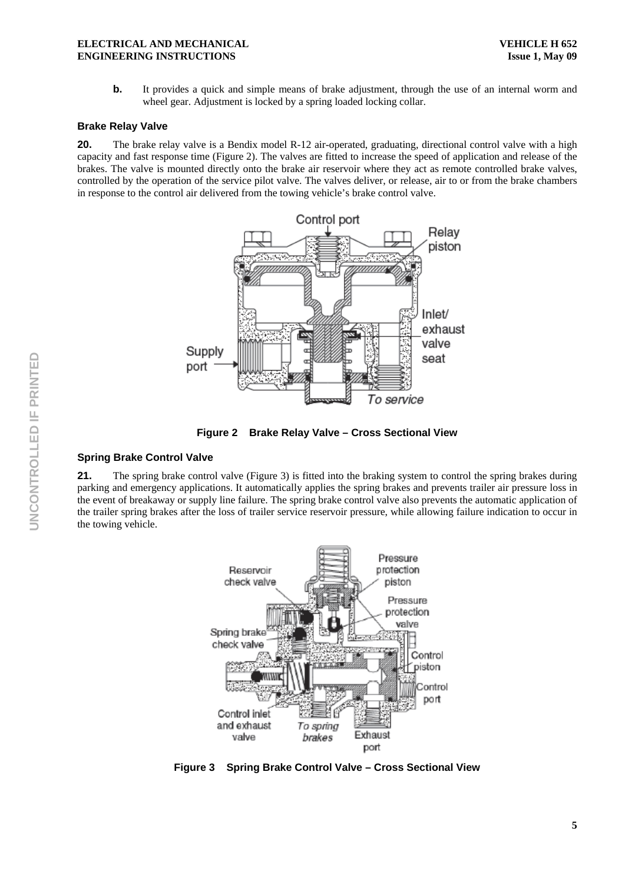**b.** It provides a quick and simple means of brake adjustment, through the use of an internal worm and wheel gear. Adjustment is locked by a spring loaded locking collar.

### Brake Relay Valve

**20.** The brake relay valve is a Bendix model R-12 air-operated, graduating, directional control valve with a high capacity and fast response time (Figure 2). The valves are fitted to increase the speed of application and release of the brakes. The valve is mounted directly onto the brake air reservoir where they act as remote controlled brake valves, controlled by the operation of the service pilot valve. The valves deliver, or release, air to or from the brake chambers in response to the control air delivered from the towing vehicle's brake control valve.

**Figure 2 Brake Relay Valve – Cross Sectional View**

### Spring Brake Control Valve

**21.** The spring brake control valve (Figure 3) is fitted into the braking system to control the spring brakes during parking and emergency applications. It automatically applies the spring brakes and prevents trailer air pressure loss in the event of breakaway or supply line failure. The spring brake control valve also prevents the automatic application of the trailer spring brakes after the loss of trailer service reservoir pressure, while allowing failure indication to occur in the towing vehicle.

**Figure 3 Spring Brake Control Valve – Cross Sectional View**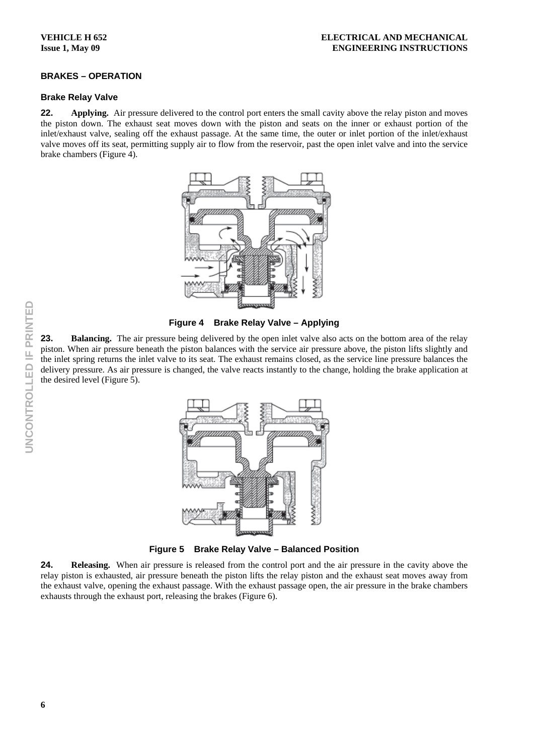## BRAKES – OPERATION

### Brake Relay Valve

**22.** **Applying.** Air pressure delivered to the control port enters the small cavity above the relay piston and moves the piston down. The exhaust seat moves down with the piston and seats on the inner or exhaust portion of the inlet/exhaust valve, sealing off the exhaust passage. At the same time, the outer or inlet portion of the inlet/exhaust valve moves off its seat, permitting supply air to flow from the reservoir, past the open inlet valve and into the service brake chambers (Figure 4).

**Figure 4 Brake Relay Valve – Applying**

**23.** **Balancing.** The air pressure being delivered by the open inlet valve also acts on the bottom area of the relay piston. When air pressure beneath the piston balances with the service air pressure above, the piston lifts slightly and the inlet spring returns the inlet valve to its seat. The exhaust remains closed, as the service line pressure balances the delivery pressure. As air pressure is changed, the valve reacts instantly to the change, holding the brake application at the desired level (Figure 5).

**Figure 5 Brake Relay Valve – Balanced Position**

**24.** **Releasing.** When air pressure is released from the control port and the air pressure in the cavity above the relay piston is exhausted, air pressure beneath the piston lifts the relay piston and the exhaust seat moves away from the exhaust valve, opening the exhaust passage. With the exhaust passage open, the air pressure in the brake chambers exhausts through the exhaust port, releasing the brakes (Figure 6).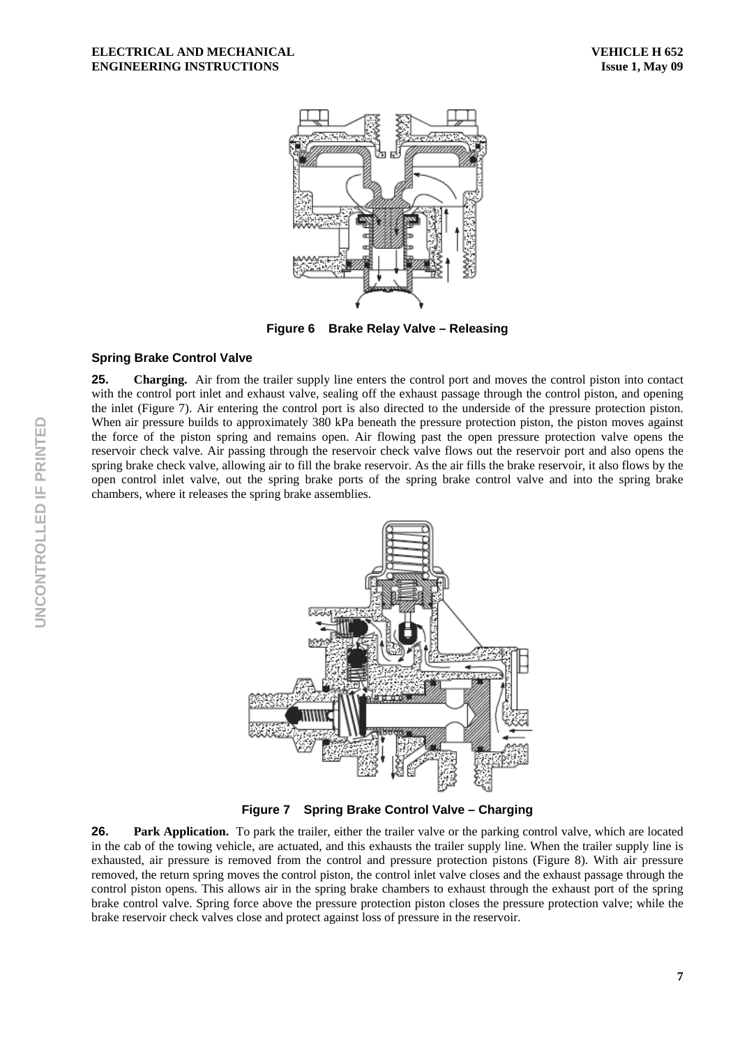Figure 6    Brake Relay Valve – Releasing

### Spring Brake Control Valve

**25. Charging.** Air from the trailer supply line enters the control port and moves the control piston into contact with the control port inlet and exhaust valve, sealing off the exhaust passage through the control piston, and opening the inlet (Figure 7). Air entering the control port is also directed to the underside of the pressure protection piston. When air pressure builds to approximately 380 kPa beneath the pressure protection piston, the piston moves against the force of the piston spring and remains open. Air flowing past the open pressure protection valve opens the reservoir check valve. Air passing through the reservoir check valve flows out the reservoir port and also opens the spring brake check valve, allowing air to fill the brake reservoir. As the air fills the brake reservoir, it also flows by the open control inlet valve, out the spring brake ports of the spring brake control valve and into the spring brake chambers, where it releases the spring brake assemblies.

Figure 7    Spring Brake Control Valve – Charging

**26. Park Application.** To park the trailer, either the trailer valve or the parking control valve, which are located in the cab of the towing vehicle, are actuated, and this exhausts the trailer supply line. When the trailer supply line is exhausted, air pressure is removed from the control and pressure protection pistons (Figure 8). With air pressure removed, the return spring moves the control piston, the control inlet valve closes and the exhaust passage through the control piston opens. This allows air in the spring brake chambers to exhaust through the exhaust port of the spring brake control valve. Spring force above the pressure protection piston closes the pressure protection valve; while the brake reservoir check valves close and protect against loss of pressure in the reservoir.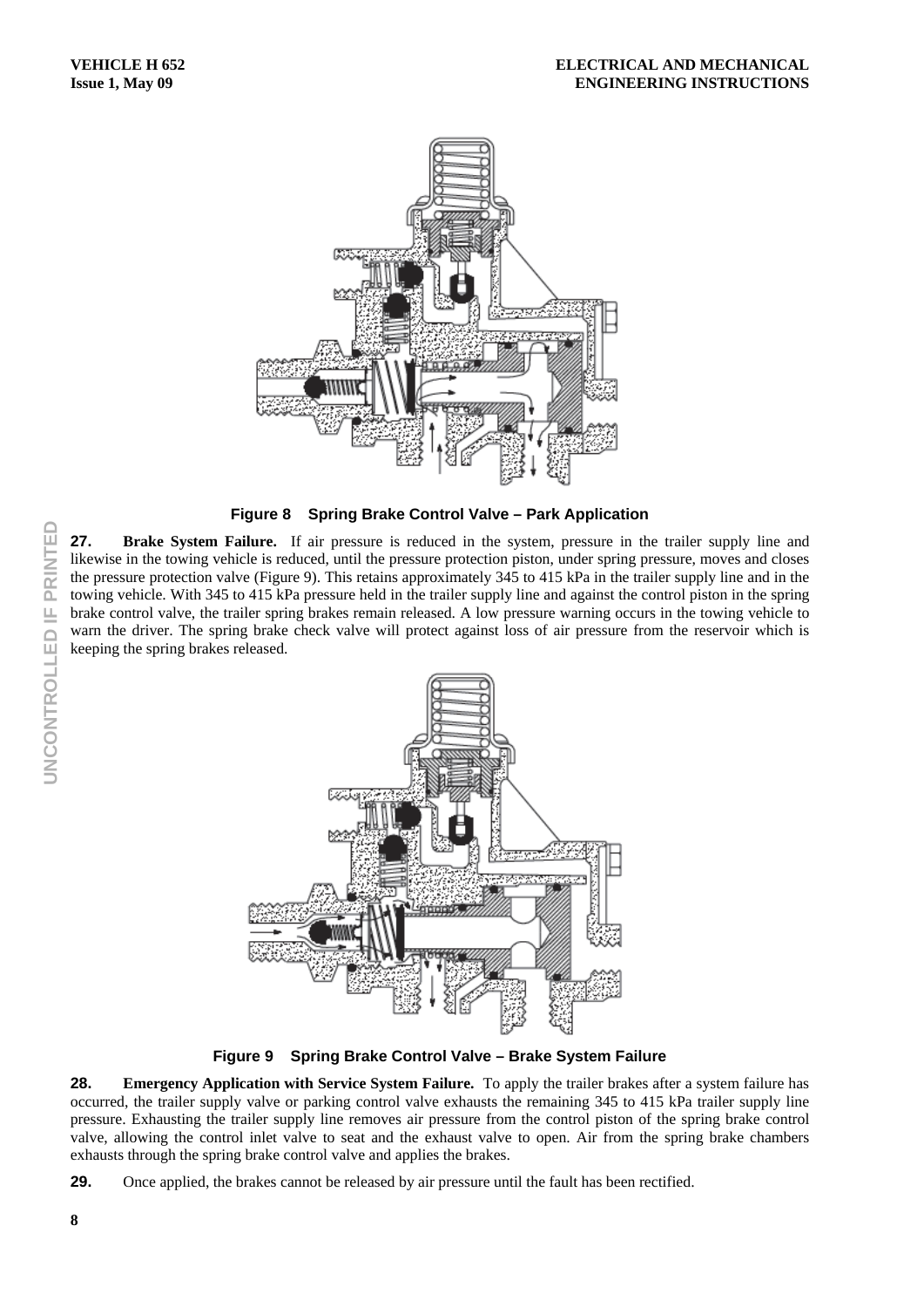**Figure 8 Spring Brake Control Valve – Park Application**

**27. Brake System Failure.** If air pressure is reduced in the system, pressure in the trailer supply line and likewise in the towing vehicle is reduced, until the pressure protection piston, under spring pressure, moves and closes the pressure protection valve (Figure 9). This retains approximately 345 to 415 kPa in the trailer supply line and in the towing vehicle. With 345 to 415 kPa pressure held in the trailer supply line and against the control piston in the spring brake control valve, the trailer spring brakes remain released. A low pressure warning occurs in the towing vehicle to warn the driver. The spring brake check valve will protect against loss of air pressure from the reservoir which is keeping the spring brakes released.

**Figure 9 Spring Brake Control Valve – Brake System Failure**

**28. Emergency Application with Service System Failure.** To apply the trailer brakes after a system failure has occurred, the trailer supply valve or parking control valve exhausts the remaining 345 to 415 kPa trailer supply line pressure. Exhausting the trailer supply line removes air pressure from the control piston of the spring brake control valve, allowing the control inlet valve to seat and the exhaust valve to open. Air from the spring brake chambers exhausts through the spring brake control valve and applies the brakes.

**29.** Once applied, the brakes cannot be released by air pressure until the fault has been rectified.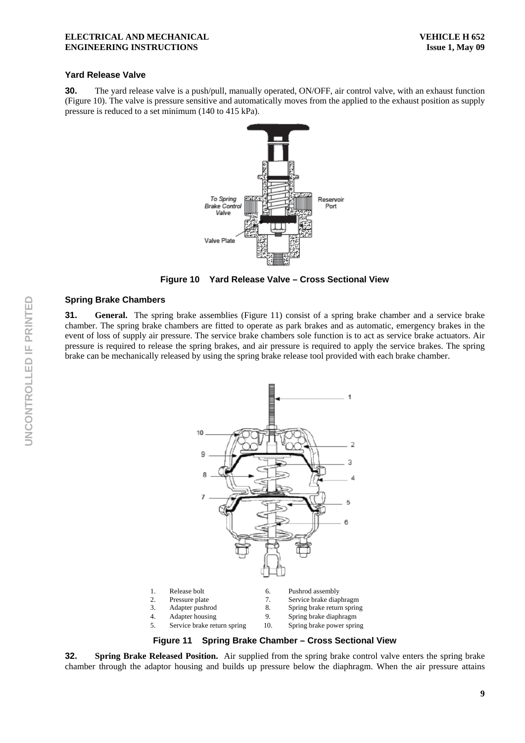### Yard Release Valve

**30.** The yard release valve is a push/pull, manually operated, ON/OFF, air control valve, with an exhaust function (Figure 10). The valve is pressure sensitive and automatically moves from the applied to the exhaust position as supply pressure is reduced to a set minimum (140 to 415 kPa).

**Figure 10 Yard Release Valve – Cross Sectional View**

### Spring Brake Chambers

**31. General.** The spring brake assemblies (Figure 11) consist of a spring brake chamber and a service brake chamber. The spring brake chambers are fitted to operate as park brakes and as automatic, emergency brakes in the event of loss of supply air pressure. The service brake chambers sole function is to act as service brake actuators. Air pressure is required to release the spring brakes, and air pressure is required to apply the service brakes. The spring brake can be mechanically released by using the spring brake release tool provided with each brake chamber.

1. Release bolt
2. Pressure plate
3. Adapter pushrod
4. Adapter housing
5. Service brake return spring
6. Pushrod assembly
7. Service brake diaphragm
8. Spring brake return spring
9. Spring brake diaphragm
10. Spring brake power spring

**Figure 11 Spring Brake Chamber – Cross Sectional View**

**32. Spring Brake Released Position.** Air supplied from the spring brake control valve enters the spring brake chamber through the adaptor housing and builds up pressure below the diaphragm. When the air pressure attains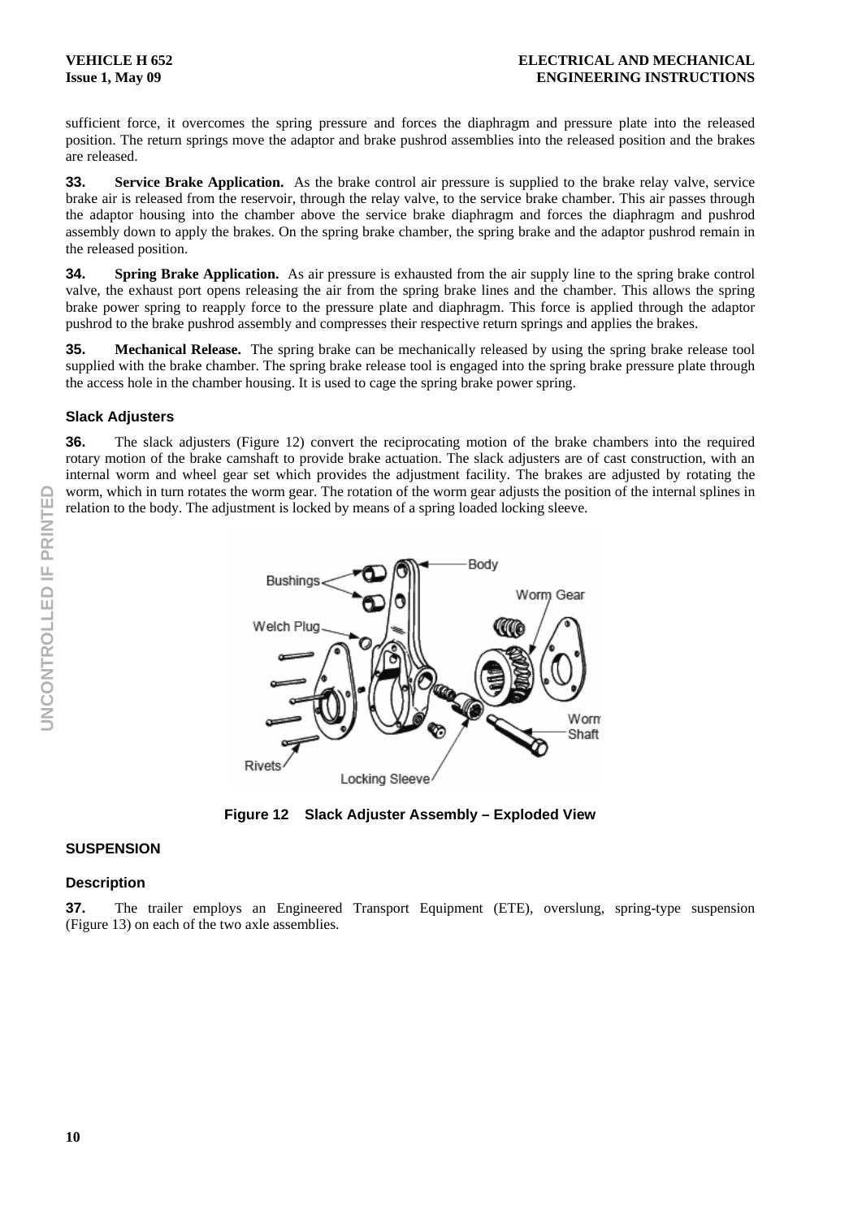sufficient force, it overcomes the spring pressure and forces the diaphragm and pressure plate into the released position. The return springs move the adaptor and brake pushrod assemblies into the released position and the brakes are released.

**33.** **Service Brake Application.** As the brake control air pressure is supplied to the brake relay valve, service brake air is released from the reservoir, through the relay valve, to the service brake chamber. This air passes through the adaptor housing into the chamber above the service brake diaphragm and forces the diaphragm and pushrod assembly down to apply the brakes. On the spring brake chamber, the spring brake and the adaptor pushrod remain in the released position.

**34.** **Spring Brake Application.** As air pressure is exhausted from the air supply line to the spring brake control valve, the exhaust port opens releasing the air from the spring brake lines and the chamber. This allows the spring brake power spring to reapply force to the pressure plate and diaphragm. This force is applied through the adaptor pushrod to the brake pushrod assembly and compresses their respective return springs and applies the brakes.

**35.** **Mechanical Release.** The spring brake can be mechanically released by using the spring brake release tool supplied with the brake chamber. The spring brake release tool is engaged into the spring brake pressure plate through the access hole in the chamber housing. It is used to cage the spring brake power spring.

### Slack Adjusters

**36.** The slack adjusters (Figure 12) convert the reciprocating motion of the brake chambers into the required rotary motion of the brake camshaft to provide brake actuation. The slack adjusters are of cast construction, with an internal worm and wheel gear set which provides the adjustment facility. The brakes are adjusted by rotating the worm, which in turn rotates the worm gear. The rotation of the worm gear adjusts the position of the internal splines in relation to the body. The adjustment is locked by means of a spring loaded locking sleeve.

**Figure 12 Slack Adjuster Assembly – Exploded View**

## SUSPENSION

### Description

**37.** The trailer employs an Engineered Transport Equipment (ETE), overslung, spring-type suspension (Figure 13) on each of the two axle assemblies.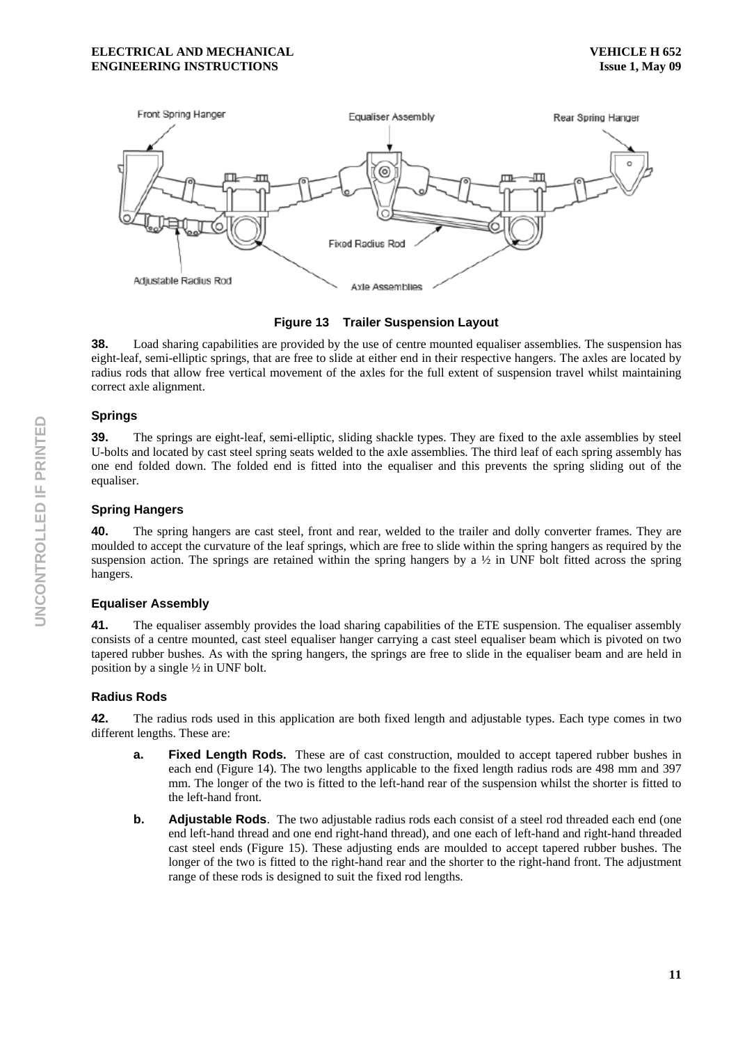Figure 13    Trailer Suspension Layout

**38.** Load sharing capabilities are provided by the use of centre mounted equaliser assemblies. The suspension has eight-leaf, semi-elliptic springs, that are free to slide at either end in their respective hangers. The axles are located by radius rods that allow free vertical movement of the axles for the full extent of suspension travel whilst maintaining correct axle alignment.

### Springs

**39.** The springs are eight-leaf, semi-elliptic, sliding shackle types. They are fixed to the axle assemblies by steel U-bolts and located by cast steel spring seats welded to the axle assemblies. The third leaf of each spring assembly has one end folded down. The folded end is fitted into the equaliser and this prevents the spring sliding out of the equaliser.

### Spring Hangers

**40.** The spring hangers are cast steel, front and rear, welded to the trailer and dolly converter frames. They are moulded to accept the curvature of the leaf springs, which are free to slide within the spring hangers as required by the suspension action. The springs are retained within the spring hangers by a ½ in UNF bolt fitted across the spring hangers.

### Equaliser Assembly

**41.** The equaliser assembly provides the load sharing capabilities of the ETE suspension. The equaliser assembly consists of a centre mounted, cast steel equaliser hanger carrying a cast steel equaliser beam which is pivoted on two tapered rubber bushes. As with the spring hangers, the springs are free to slide in the equaliser beam and are held in position by a single ½ in UNF bolt.

### Radius Rods

**42.** The radius rods used in this application are both fixed length and adjustable types. Each type comes in two different lengths. These are:

- **a. Fixed Length Rods.** These are of cast construction, moulded to accept tapered rubber bushes in each end (Figure 14). The two lengths applicable to the fixed length radius rods are 498 mm and 397 mm. The longer of the two is fitted to the left-hand rear of the suspension whilst the shorter is fitted to the left-hand front.

- **b. Adjustable Rods**. The two adjustable radius rods each consist of a steel rod threaded each end (one end left-hand thread and one end right-hand thread), and one each of left-hand and right-hand threaded cast steel ends (Figure 15). These adjusting ends are moulded to accept tapered rubber bushes. The longer of the two is fitted to the right-hand rear and the shorter to the right-hand front. The adjustment range of these rods is designed to suit the fixed rod lengths.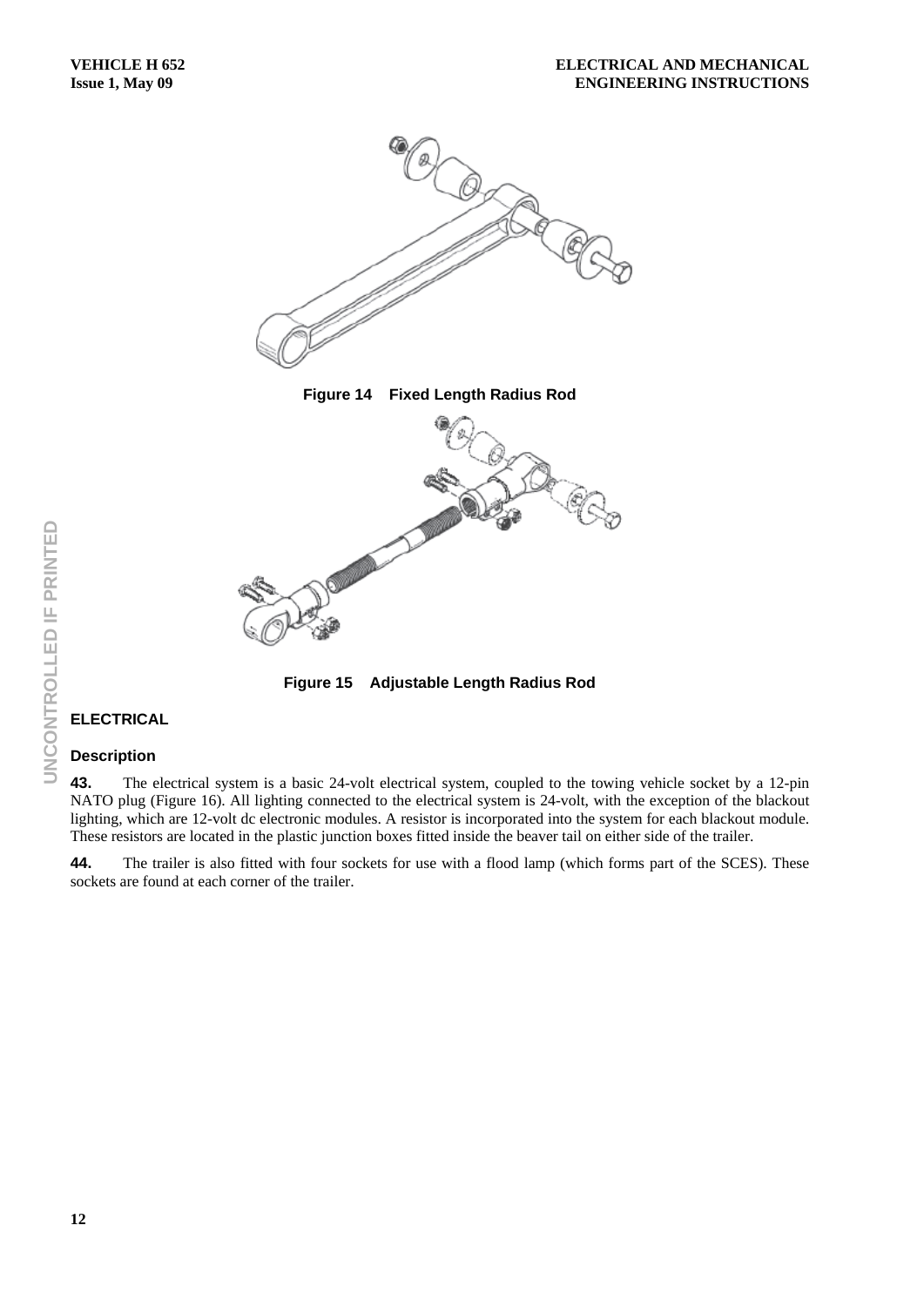Figure 14    Fixed Length Radius Rod

Figure 15    Adjustable Length Radius Rod

## ELECTRICAL

### Description

**43.** The electrical system is a basic 24-volt electrical system, coupled to the towing vehicle socket by a 12-pin NATO plug (Figure 16). All lighting connected to the electrical system is 24-volt, with the exception of the blackout lighting, which are 12-volt dc electronic modules. A resistor is incorporated into the system for each blackout module. These resistors are located in the plastic junction boxes fitted inside the beaver tail on either side of the trailer.

**44.** The trailer is also fitted with four sockets for use with a flood lamp (which forms part of the SCES). These sockets are found at each corner of the trailer.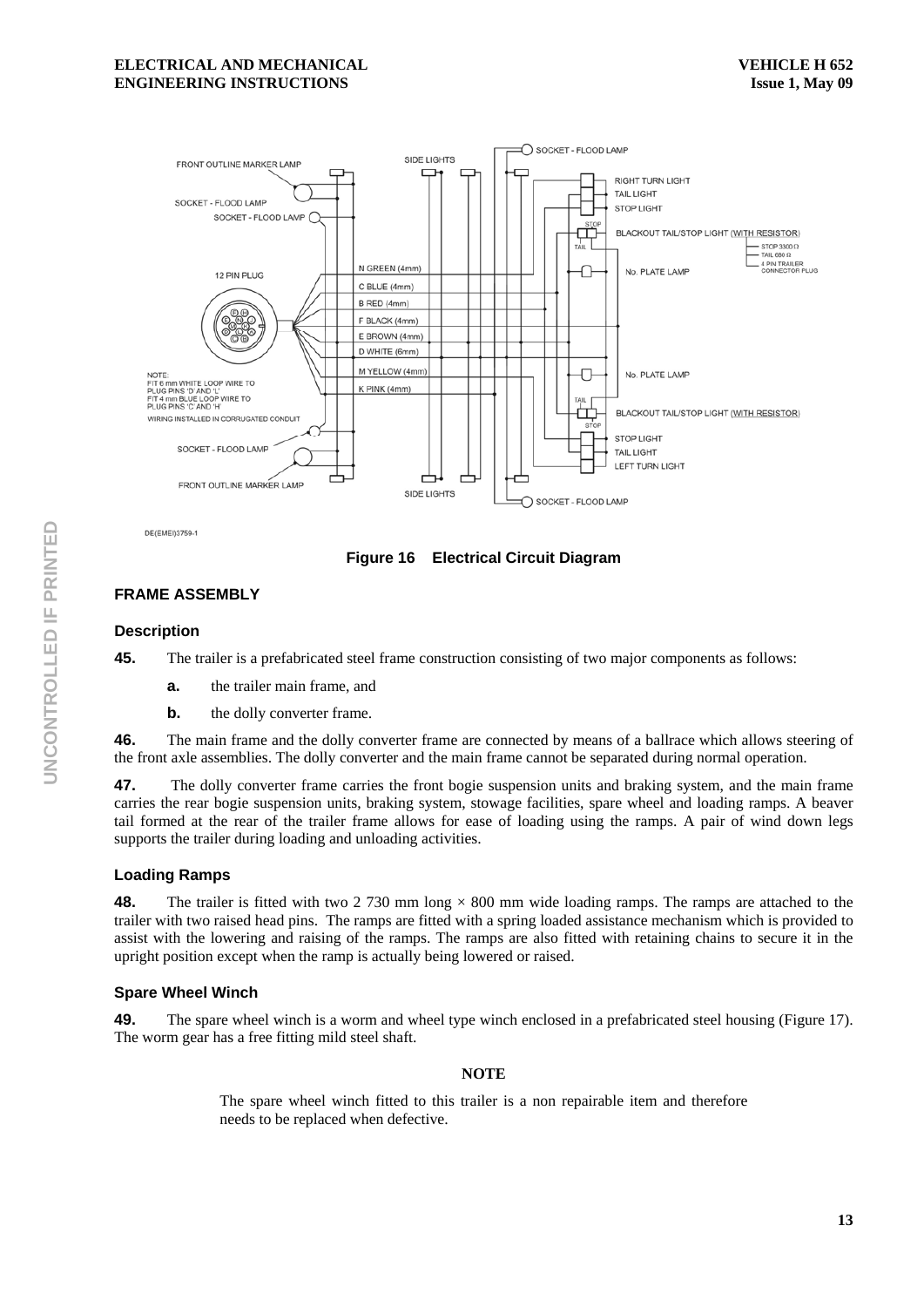Figure 16 Electrical Circuit Diagram

## FRAME ASSEMBLY

### Description

**45.** The trailer is a prefabricated steel frame construction consisting of two major components as follows:

- **a.** the trailer main frame, and
- **b.** the dolly converter frame.

**46.** The main frame and the dolly converter frame are connected by means of a ballrace which allows steering of the front axle assemblies. The dolly converter and the main frame cannot be separated during normal operation.

**47.** The dolly converter frame carries the front bogie suspension units and braking system, and the main frame carries the rear bogie suspension units, braking system, stowage facilities, spare wheel and loading ramps. A beaver tail formed at the rear of the trailer frame allows for ease of loading using the ramps. A pair of wind down legs supports the trailer during loading and unloading activities.

### Loading Ramps

**48.** The trailer is fitted with two 2 730 mm long × 800 mm wide loading ramps. The ramps are attached to the trailer with two raised head pins. The ramps are fitted with a spring loaded assistance mechanism which is provided to assist with the lowering and raising of the ramps. The ramps are also fitted with retaining chains to secure it in the upright position except when the ramp is actually being lowered or raised.

### Spare Wheel Winch

**49.** The spare wheel winch is a worm and wheel type winch enclosed in a prefabricated steel housing (Figure 17). The worm gear has a free fitting mild steel shaft.

**NOTE**

The spare wheel winch fitted to this trailer is a non repairable item and therefore needs to be replaced when defective.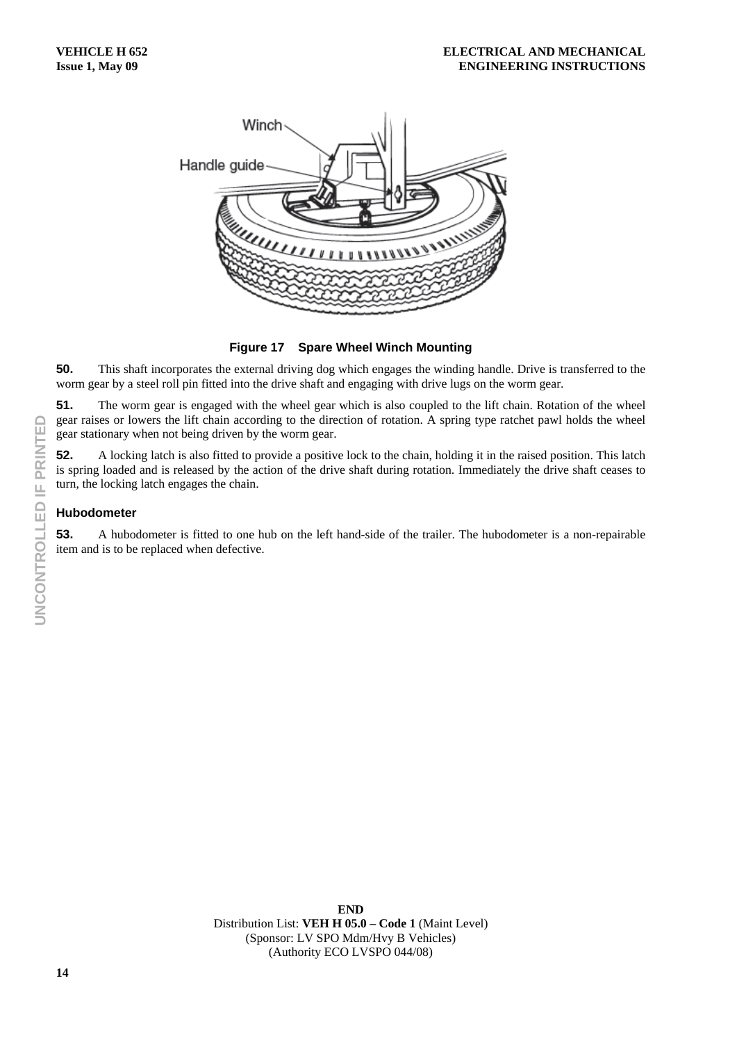Winch

Handle guide

Figure 17 Spare Wheel Winch Mounting

**50.** This shaft incorporates the external driving dog which engages the winding handle. Drive is transferred to the worm gear by a steel roll pin fitted into the drive shaft and engaging with drive lugs on the worm gear.

**51.** The worm gear is engaged with the wheel gear which is also coupled to the lift chain. Rotation of the wheel gear raises or lowers the lift chain according to the direction of rotation. A spring type ratchet pawl holds the wheel gear stationary when not being driven by the worm gear.

**52.** A locking latch is also fitted to provide a positive lock to the chain, holding it in the raised position. This latch is spring loaded and is released by the action of the drive shaft during rotation. Immediately the drive shaft ceases to turn, the locking latch engages the chain.

### Hubodometer

**53.** A hubodometer is fitted to one hub on the left hand-side of the trailer. The hubodometer is a non-repairable item and is to be replaced when defective.

**END**

Distribution List: **VEH H 05.0 – Code 1** (Maint Level)
(Sponsor: LV SPO Mdm/Hvy B Vehicles)
(Authority ECO LVSPO 044/08)